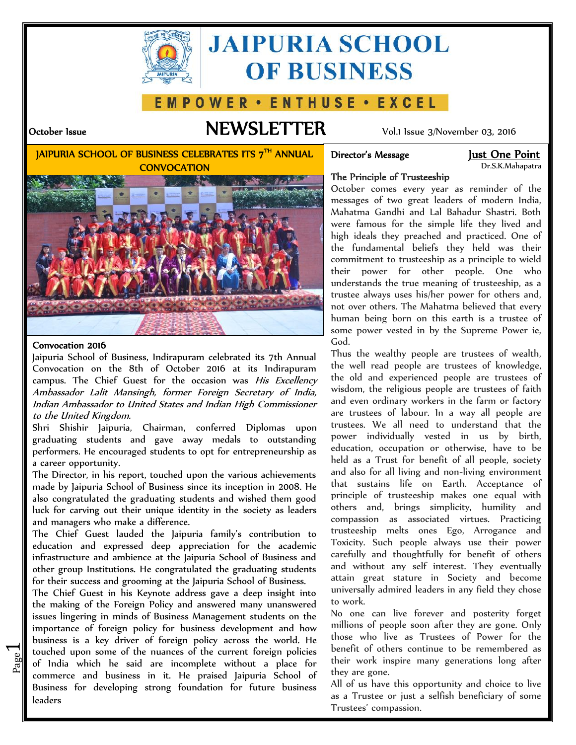# JAIPURIA SCHOOL OF BUSINESS

EMPOWER • ENTHUSE • EXCEL

October Issue

# NEWSLETTER

Vol.1 Issue 3/November 03, 2016

## JAIPURIA SCHOOL OF BUSINESS CELEBRATES ITS 7TH ANNUAL CONVOCATION

### Convocation 2016

Jaipuria School of Business, Indirapuram celebrated its 7th Annual Convocation on the 8th of October 2016 at its Indirapuram campus. The Chief Guest for the occasion was *His Excellency Ambassador Lalit Mansingh, former Foreign Secretary of India, Indian Ambassador to United States and Indian High Commissioner to the United Kingdom.*

Shri Shishir Jaipuria, Chairman, conferred Diplomas upon graduating students and gave away medals to outstanding performers. He encouraged students to opt for entrepreneurship as a career opportunity.

The Director, in his report, touched upon the various achievements made by Jaipuria School of Business since its inception in 2008. He also congratulated the graduating students and wished them good luck for carving out their unique identity in the society as leaders and managers who make a difference.

The Chief Guest lauded the Jaipuria family's contribution to education and expressed deep appreciation for the academic infrastructure and ambience at the Jaipuria School of Business and other group Institutions. He congratulated the graduating students for their success and grooming at the Jaipuria School of Business.

The Chief Guest in his Keynote address gave a deep insight into the making of the Foreign Policy and answered many unanswered issues lingering in minds of Business Management students on the importance of foreign policy for business development and how business is a key driver of foreign policy across the world. He touched upon some of the nuances of the current foreign policies of India which he said are incomplete without a place for commerce and business in it. He praised Jaipuria School of Business for developing strong foundation for future business leaders

## Director's Message

**Just One Point**

Dr.S.K.Mahapatra

### The Principle of Trusteeship

October comes every year as reminder of the messages of two great leaders of modern India, Mahatma Gandhi and Lal Bahadur Shastri. Both were famous for the simple life they lived and high ideals they preached and practiced. One of the fundamental beliefs they held was their commitment to trusteeship as a principle to wield their power for other people. One who understands the true meaning of trusteeship, as a trustee always uses his/her power for others and, not over others. The Mahatma believed that every human being born on this earth is a trustee of some power vested in by the Supreme Power ie, God.

Thus the wealthy people are trustees of wealth, the well read people are trustees of knowledge, the old and experienced people are trustees of wisdom, the religious people are trustees of faith and even ordinary workers in the farm or factory are trustees of labour. In a way all people are trustees. We all need to understand that the power individually vested in us by birth, education, occupation or otherwise, have to be held as a Trust for benefit of all people, society and also for all living and non-living environment that sustains life on Earth. Acceptance of principle of trusteeship makes one equal with others and, brings simplicity, humility and compassion as associated virtues. Practicing trusteeship melts ones Ego, Arrogance and Toxicity. Such people always use their power carefully and thoughtfully for benefit of others and without any self interest. They eventually attain great stature in Society and become universally admired leaders in any field they chose to work.

No one can live forever and posterity forget millions of people soon after they are gone. Only those who live as Trustees of Power for the benefit of others continue to be remembered as their work inspire many generations long after they are gone.

All of us have this opportunity and choice to live as a Trustee or just a selfish beneficiary of some Trustees' compassion.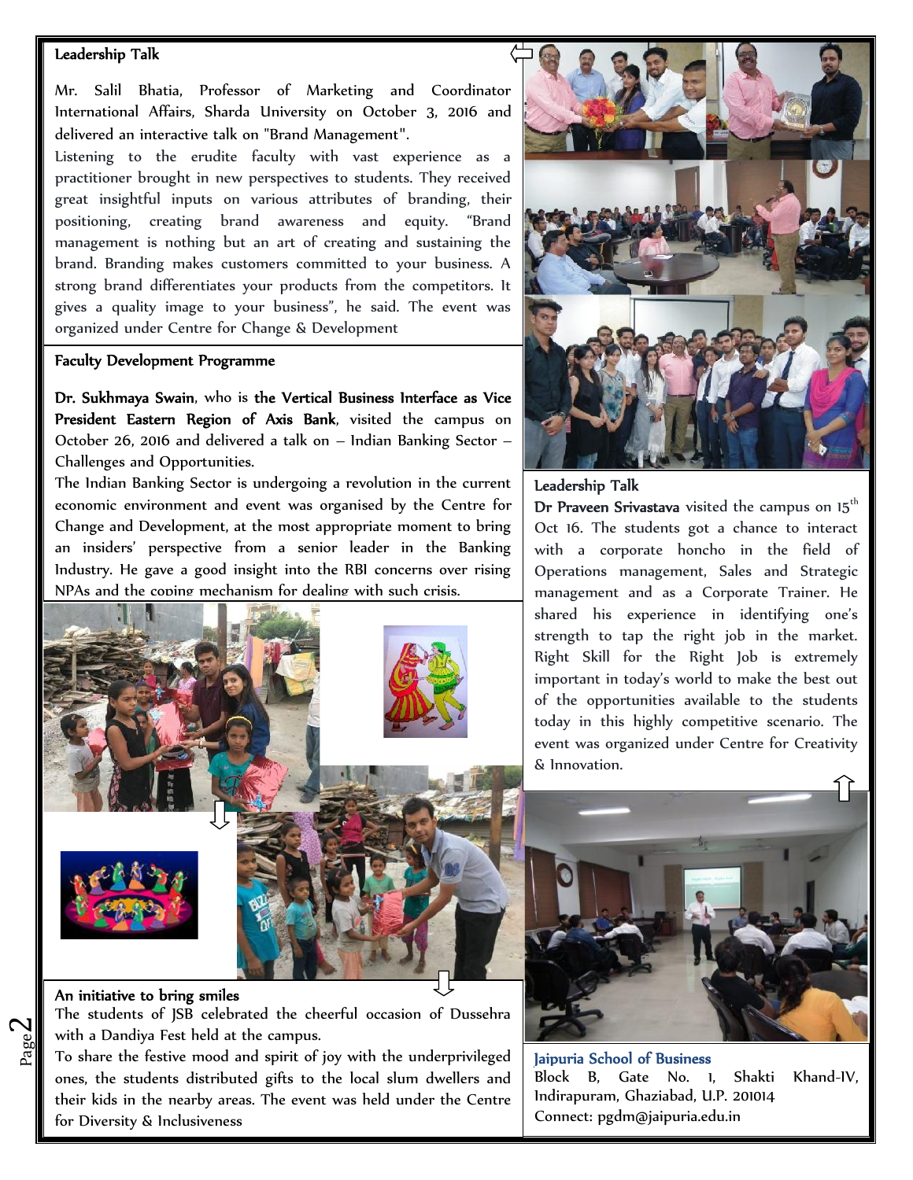## Leadership Talk

Mr. Salil Bhatia, Professor of Marketing and Coordinator International Affairs, Sharda University on October 3, 2016 and delivered an interactive talk on "Brand Management".

Listening to the erudite faculty with vast experience as a practitioner brought in new perspectives to students. They received great insightful inputs on various attributes of branding, their positioning, creating brand awareness and equity. "Brand management is nothing but an art of creating and sustaining the brand. Branding makes customers committed to your business. A strong brand differentiates your products from the competitors. It gives a quality image to your business", he said. The event was organized under Centre for Change & Development

## Faculty Development Programme

**Dr. Sukhmaya Swain**, who is **the Vertical Business Interface as Vice President Eastern Region of Axis Bank**, visited the campus on October 26, 2016 and delivered a talk on – Indian Banking Sector – Challenges and Opportunities.

The Indian Banking Sector is undergoing a revolution in the current economic environment and event was organised by the Centre for Change and Development, at the most appropriate moment to bring an insiders' perspective from a senior leader in the Banking Industry. He gave a good insight into the RBI concerns over rising NPAs and the coping mechanism for dealing with such crisis.

## An initiative to bring smiles

The students of JSB celebrated the cheerful occasion of Dussehra with a Dandiya Fest held at the campus.

To share the festive mood and spirit of joy with the underprivileged ones, the students distributed gifts to the local slum dwellers and their kids in the nearby areas. The event was held under the Centre for Diversity & Inclusiveness

## Leadership Talk

**Dr Praveen Srivastava** visited the campus on 15th Oct 16. The students got a chance to interact with a corporate honcho in the field of Operations management, Sales and Strategic management and as a Corporate Trainer. He shared his experience in identifying one's strength to tap the right job in the market. Right Skill for the Right Job is extremely important in today's world to make the best out of the opportunities available to the students today in this highly competitive scenario. The event was organized under Centre for Creativity & Innovation.

**Jaipuria School of Business**
Block B, Gate No. 1, Shakti Khand-IV, Indirapuram, Ghaziabad, U.P. 201014
Connect: pgdm@jaipuria.edu.in